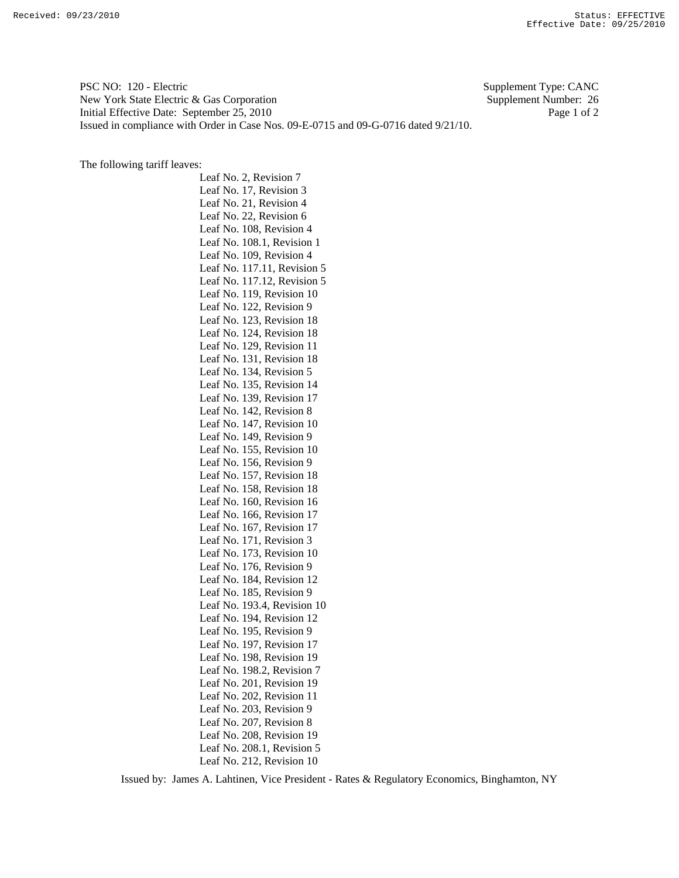Received: 09/23/2010 Status: EFFECTIVE
Effective Date: 09/25/2010

PSC NO: 120 - Electric Supplement Type: CANC
New York State Electric & Gas Corporation Supplement Number: 26
Initial Effective Date: September 25, 2010
Issued in compliance with Order in Case Nos. 09-E-0715 and 09-G-0716 dated 9/21/10.

The following tariff leaves:

- Leaf No. 2, Revision 7
- Leaf No. 17, Revision 3
- Leaf No. 21, Revision 4
- Leaf No. 22, Revision 6
- Leaf No. 108, Revision 4
- Leaf No. 108.1, Revision 1
- Leaf No. 109, Revision 4
- Leaf No. 117.11, Revision 5
- Leaf No. 117.12, Revision 5
- Leaf No. 119, Revision 10
- Leaf No. 122, Revision 9
- Leaf No. 123, Revision 18
- Leaf No. 124, Revision 18
- Leaf No. 129, Revision 11
- Leaf No. 131, Revision 18
- Leaf No. 134, Revision 5
- Leaf No. 135, Revision 14
- Leaf No. 139, Revision 17
- Leaf No. 142, Revision 8
- Leaf No. 147, Revision 10
- Leaf No. 149, Revision 9
- Leaf No. 155, Revision 10
- Leaf No. 156, Revision 9
- Leaf No. 157, Revision 18
- Leaf No. 158, Revision 18
- Leaf No. 160, Revision 16
- Leaf No. 166, Revision 17
- Leaf No. 167, Revision 17
- Leaf No. 171, Revision 3
- Leaf No. 173, Revision 10
- Leaf No. 176, Revision 9
- Leaf No. 184, Revision 12
- Leaf No. 185, Revision 9
- Leaf No. 193.4, Revision 10
- Leaf No. 194, Revision 12
- Leaf No. 195, Revision 9
- Leaf No. 197, Revision 17
- Leaf No. 198, Revision 19
- Leaf No. 198.2, Revision 7
- Leaf No. 201, Revision 19
- Leaf No. 202, Revision 11
- Leaf No. 203, Revision 9
- Leaf No. 207, Revision 8
- Leaf No. 208, Revision 19
- Leaf No. 208.1, Revision 5
- Leaf No. 212, Revision 10

Issued by: James A. Lahtinen, Vice President - Rates & Regulatory Economics, Binghamton, NY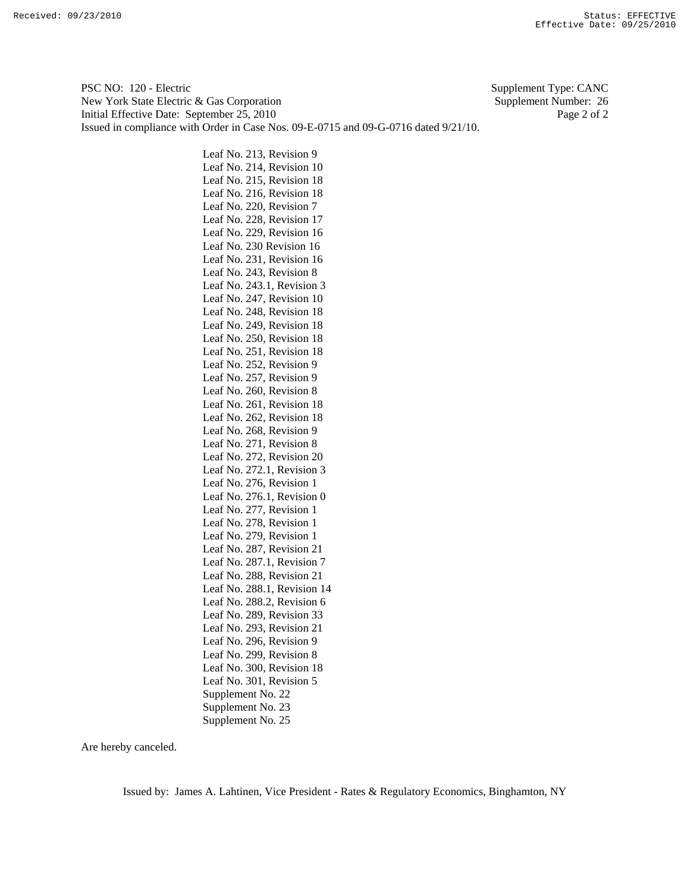PSC NO: 120 - Electric
New York State Electric & Gas Corporation
Initial Effective Date: September 25, 2010
Issued in compliance with Order in Case Nos. 09-E-0715 and 09-G-0716 dated 9/21/10.

Supplement Type: CANC
Supplement Number: 26

Leaf No. 213, Revision 9
Leaf No. 214, Revision 10
Leaf No. 215, Revision 18
Leaf No. 216, Revision 18
Leaf No. 220, Revision 7
Leaf No. 228, Revision 17
Leaf No. 229, Revision 16
Leaf No. 230 Revision 16
Leaf No. 231, Revision 16
Leaf No. 243, Revision 8
Leaf No. 243.1, Revision 3
Leaf No. 247, Revision 10
Leaf No. 248, Revision 18
Leaf No. 249, Revision 18
Leaf No. 250, Revision 18
Leaf No. 251, Revision 18
Leaf No. 252, Revision 9
Leaf No. 257, Revision 9
Leaf No. 260, Revision 8
Leaf No. 261, Revision 18
Leaf No. 262, Revision 18
Leaf No. 268, Revision 9
Leaf No. 271, Revision 8
Leaf No. 272, Revision 20
Leaf No. 272.1, Revision 3
Leaf No. 276, Revision 1
Leaf No. 276.1, Revision 0
Leaf No. 277, Revision 1
Leaf No. 278, Revision 1
Leaf No. 279, Revision 1
Leaf No. 287, Revision 21
Leaf No. 287.1, Revision 7
Leaf No. 288, Revision 21
Leaf No. 288.1, Revision 14
Leaf No. 288.2, Revision 6
Leaf No. 289, Revision 33
Leaf No. 293, Revision 21
Leaf No. 296, Revision 9
Leaf No. 299, Revision 8
Leaf No. 300, Revision 18
Leaf No. 301, Revision 5
Supplement No. 22
Supplement No. 23
Supplement No. 25

Are hereby canceled.

Issued by: James A. Lahtinen, Vice President - Rates & Regulatory Economics, Binghamton, NY